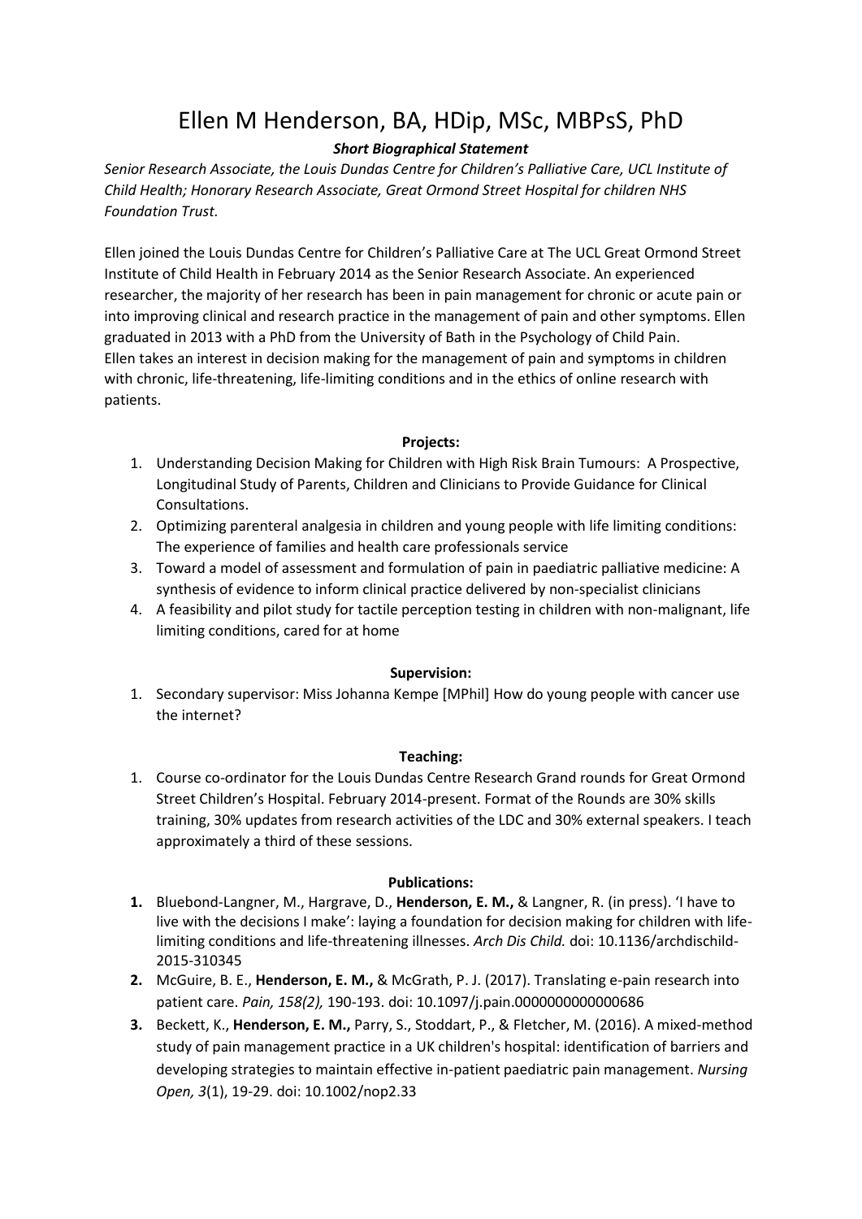# Ellen M Henderson, BA, HDip, MSc, MBPsS, PhD

***Short Biographical Statement***

*Senior Research Associate, the Louis Dundas Centre for Children's Palliative Care, UCL Institute of Child Health; Honorary Research Associate, Great Ormond Street Hospital for children NHS Foundation Trust.*

Ellen joined the Louis Dundas Centre for Children's Palliative Care at The UCL Great Ormond Street Institute of Child Health in February 2014 as the Senior Research Associate. An experienced researcher, the majority of her research has been in pain management for chronic or acute pain or into improving clinical and research practice in the management of pain and other symptoms. Ellen graduated in 2013 with a PhD from the University of Bath in the Psychology of Child Pain.
Ellen takes an interest in decision making for the management of pain and symptoms in children with chronic, life-threatening, life-limiting conditions and in the ethics of online research with patients.

**Projects:**

1. Understanding Decision Making for Children with High Risk Brain Tumours: A Prospective, Longitudinal Study of Parents, Children and Clinicians to Provide Guidance for Clinical Consultations.
2. Optimizing parenteral analgesia in children and young people with life limiting conditions: The experience of families and health care professionals service
3. Toward a model of assessment and formulation of pain in paediatric palliative medicine: A synthesis of evidence to inform clinical practice delivered by non-specialist clinicians
4. A feasibility and pilot study for tactile perception testing in children with non-malignant, life limiting conditions, cared for at home

**Supervision:**

1. Secondary supervisor: Miss Johanna Kempe [MPhil] How do young people with cancer use the internet?

**Teaching:**

1. Course co-ordinator for the Louis Dundas Centre Research Grand rounds for Great Ormond Street Children's Hospital. February 2014-present. Format of the Rounds are 30% skills training, 30% updates from research activities of the LDC and 30% external speakers. I teach approximately a third of these sessions.

**Publications:**

1. Bluebond-Langner, M., Hargrave, D., **Henderson, E. M.,** & Langner, R. (in press). 'I have to live with the decisions I make': laying a foundation for decision making for children with life-limiting conditions and life-threatening illnesses. *Arch Dis Child.* doi: 10.1136/archdischild-2015-310345
2. McGuire, B. E., **Henderson, E. M.,** & McGrath, P. J. (2017). Translating e-pain research into patient care. *Pain, 158(2),* 190-193. doi: 10.1097/j.pain.0000000000000686
3. Beckett, K., **Henderson, E. M.,** Parry, S., Stoddart, P., & Fletcher, M. (2016). A mixed-method study of pain management practice in a UK children's hospital: identification of barriers and developing strategies to maintain effective in-patient paediatric pain management. *Nursing Open, 3*(1), 19-29. doi: 10.1002/nop2.33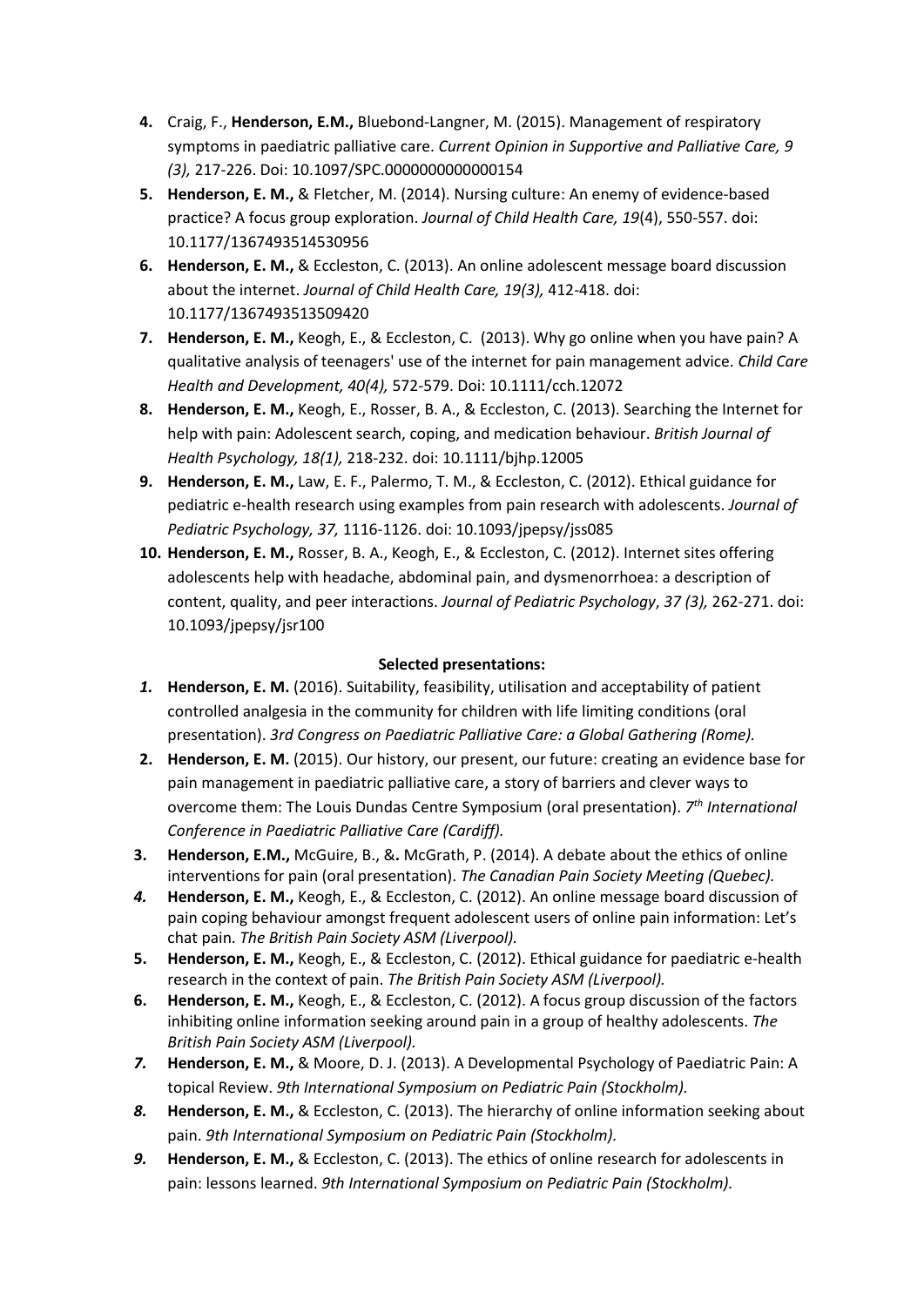4. Craig, F., **Henderson, E.M.,** Bluebond-Langner, M. (2015). Management of respiratory symptoms in paediatric palliative care. *Current Opinion in Supportive and Palliative Care, 9 (3),* 217-226. Doi: 10.1097/SPC.0000000000000154
5. **Henderson, E. M.,** & Fletcher, M. (2014). Nursing culture: An enemy of evidence-based practice? A focus group exploration. *Journal of Child Health Care, 19*(4), 550-557. doi: 10.1177/1367493514530956
6. **Henderson, E. M.,** & Eccleston, C. (2013). An online adolescent message board discussion about the internet. *Journal of Child Health Care, 19(3),* 412-418. doi: 10.1177/1367493513509420
7. **Henderson, E. M.,** Keogh, E., & Eccleston, C. (2013). Why go online when you have pain? A qualitative analysis of teenagers' use of the internet for pain management advice. *Child Care Health and Development, 40(4),* 572-579. Doi: 10.1111/cch.12072
8. **Henderson, E. M.,** Keogh, E., Rosser, B. A., & Eccleston, C. (2013). Searching the Internet for help with pain: Adolescent search, coping, and medication behaviour. *British Journal of Health Psychology, 18(1),* 218-232. doi: 10.1111/bjhp.12005
9. **Henderson, E. M.,** Law, E. F., Palermo, T. M., & Eccleston, C. (2012). Ethical guidance for pediatric e-health research using examples from pain research with adolescents. *Journal of Pediatric Psychology, 37,* 1116-1126. doi: 10.1093/jpepsy/jss085
10. **Henderson, E. M.,** Rosser, B. A., Keogh, E., & Eccleston, C. (2012). Internet sites offering adolescents help with headache, abdominal pain, and dysmenorrhoea: a description of content, quality, and peer interactions. *Journal of Pediatric Psychology*, *37 (3),* 262-271. doi: 10.1093/jpepsy/jsr100

**Selected presentations:**

1. **Henderson, E. M.** (2016). Suitability, feasibility, utilisation and acceptability of patient controlled analgesia in the community for children with life limiting conditions (oral presentation). *3rd Congress on Paediatric Palliative Care: a Global Gathering (Rome).*
2. **Henderson, E. M.** (2015). Our history, our present, our future: creating an evidence base for pain management in paediatric palliative care, a story of barriers and clever ways to overcome them: The Louis Dundas Centre Symposium (oral presentation). *7th International Conference in Paediatric Palliative Care (Cardiff).*
3. **Henderson, E.M.,** McGuire, B., &. McGrath, P. (2014). A debate about the ethics of online interventions for pain (oral presentation). *The Canadian Pain Society Meeting (Quebec).*
4. **Henderson, E. M.,** Keogh, E., & Eccleston, C. (2012). An online message board discussion of pain coping behaviour amongst frequent adolescent users of online pain information: Let's chat pain. *The British Pain Society ASM (Liverpool).*
5. **Henderson, E. M.,** Keogh, E., & Eccleston, C. (2012). Ethical guidance for paediatric e-health research in the context of pain. *The British Pain Society ASM (Liverpool).*
6. **Henderson, E. M.,** Keogh, E., & Eccleston, C. (2012). A focus group discussion of the factors inhibiting online information seeking around pain in a group of healthy adolescents. *The British Pain Society ASM (Liverpool).*
7. **Henderson, E. M.,** & Moore, D. J. (2013). A Developmental Psychology of Paediatric Pain: A topical Review. *9th International Symposium on Pediatric Pain (Stockholm).*
8. **Henderson, E. M.,** & Eccleston, C. (2013). The hierarchy of online information seeking about pain. *9th International Symposium on Pediatric Pain (Stockholm).*
9. **Henderson, E. M.,** & Eccleston, C. (2013). The ethics of online research for adolescents in pain: lessons learned. *9th International Symposium on Pediatric Pain (Stockholm).*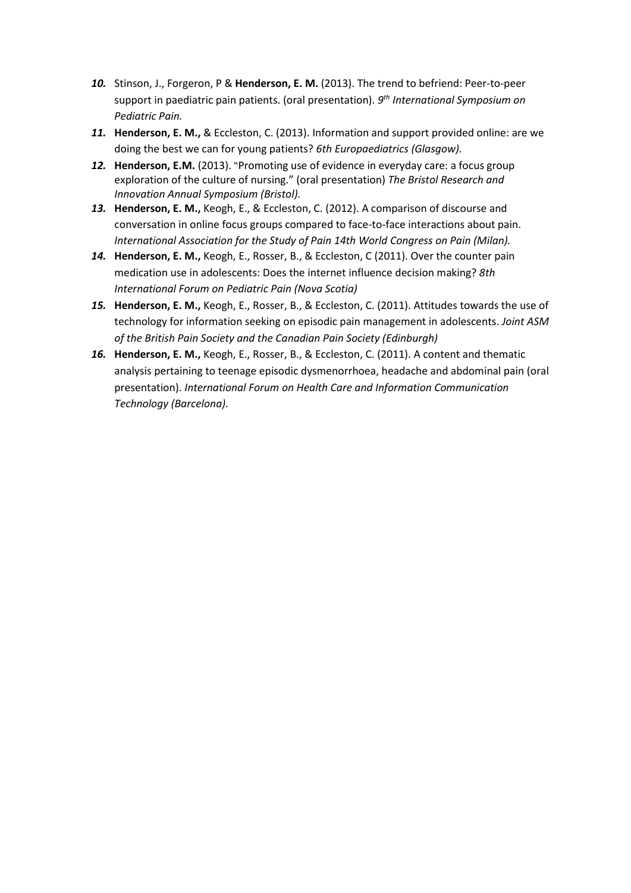10. Stinson, J., Forgeron, P & **Henderson, E. M.** (2013). The trend to befriend: Peer-to-peer support in paediatric pain patients. (oral presentation). *9th International Symposium on Pediatric Pain.*
11. **Henderson, E. M.,** & Eccleston, C. (2013). Information and support provided online: are we doing the best we can for young patients? *6th Europaediatrics (Glasgow).*
12. **Henderson, E.M.** (2013). "Promoting use of evidence in everyday care: a focus group exploration of the culture of nursing." (oral presentation) *The Bristol Research and Innovation Annual Symposium (Bristol).*
13. **Henderson, E. M.,** Keogh, E., & Eccleston, C. (2012). A comparison of discourse and conversation in online focus groups compared to face-to-face interactions about pain. *International Association for the Study of Pain 14th World Congress on Pain (Milan).*
14. **Henderson, E. M.,** Keogh, E., Rosser, B., & Eccleston, C (2011). Over the counter pain medication use in adolescents: Does the internet influence decision making? *8th International Forum on Pediatric Pain (Nova Scotia)*
15. **Henderson, E. M.,** Keogh, E., Rosser, B., & Eccleston, C. (2011). Attitudes towards the use of technology for information seeking on episodic pain management in adolescents. *Joint ASM of the British Pain Society and the Canadian Pain Society (Edinburgh)*
16. **Henderson, E. M.,** Keogh, E., Rosser, B., & Eccleston, C. (2011). A content and thematic analysis pertaining to teenage episodic dysmenorrhoea, headache and abdominal pain (oral presentation). *International Forum on Health Care and Information Communication Technology (Barcelona).*